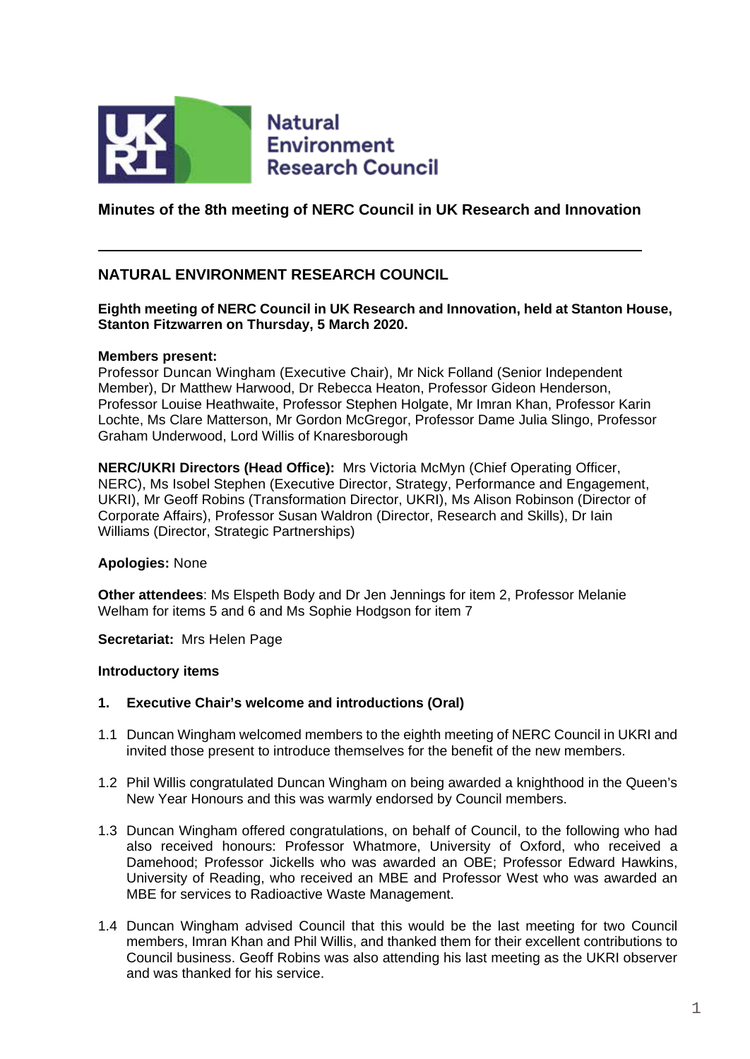Natural Environment Research Council

# Minutes of the 8th meeting of NERC Council in UK Research and Innovation

---

## NATURAL ENVIRONMENT RESEARCH COUNCIL

**Eighth meeting of NERC Council in UK Research and Innovation, held at Stanton House, Stanton Fitzwarren on Thursday, 5 March 2020.**

**Members present:**
Professor Duncan Wingham (Executive Chair), Mr Nick Folland (Senior Independent Member), Dr Matthew Harwood, Dr Rebecca Heaton, Professor Gideon Henderson, Professor Louise Heathwaite, Professor Stephen Holgate, Mr Imran Khan, Professor Karin Lochte, Ms Clare Matterson, Mr Gordon McGregor, Professor Dame Julia Slingo, Professor Graham Underwood, Lord Willis of Knaresborough

**NERC/UKRI Directors (Head Office):** Mrs Victoria McMyn (Chief Operating Officer, NERC), Ms Isobel Stephen (Executive Director, Strategy, Performance and Engagement, UKRI), Mr Geoff Robins (Transformation Director, UKRI), Ms Alison Robinson (Director of Corporate Affairs), Professor Susan Waldron (Director, Research and Skills), Dr Iain Williams (Director, Strategic Partnerships)

**Apologies:** None

**Other attendees**: Ms Elspeth Body and Dr Jen Jennings for item 2, Professor Melanie Welham for items 5 and 6 and Ms Sophie Hodgson for item 7

**Secretariat:** Mrs Helen Page

**Introductory items**

**1. Executive Chair's welcome and introductions (Oral)**

1.1 Duncan Wingham welcomed members to the eighth meeting of NERC Council in UKRI and invited those present to introduce themselves for the benefit of the new members.

1.2 Phil Willis congratulated Duncan Wingham on being awarded a knighthood in the Queen's New Year Honours and this was warmly endorsed by Council members.

1.3 Duncan Wingham offered congratulations, on behalf of Council, to the following who had also received honours: Professor Whatmore, University of Oxford, who received a Damehood; Professor Jickells who was awarded an OBE; Professor Edward Hawkins, University of Reading, who received an MBE and Professor West who was awarded an MBE for services to Radioactive Waste Management.

1.4 Duncan Wingham advised Council that this would be the last meeting for two Council members, Imran Khan and Phil Willis, and thanked them for their excellent contributions to Council business. Geoff Robins was also attending his last meeting as the UKRI observer and was thanked for his service.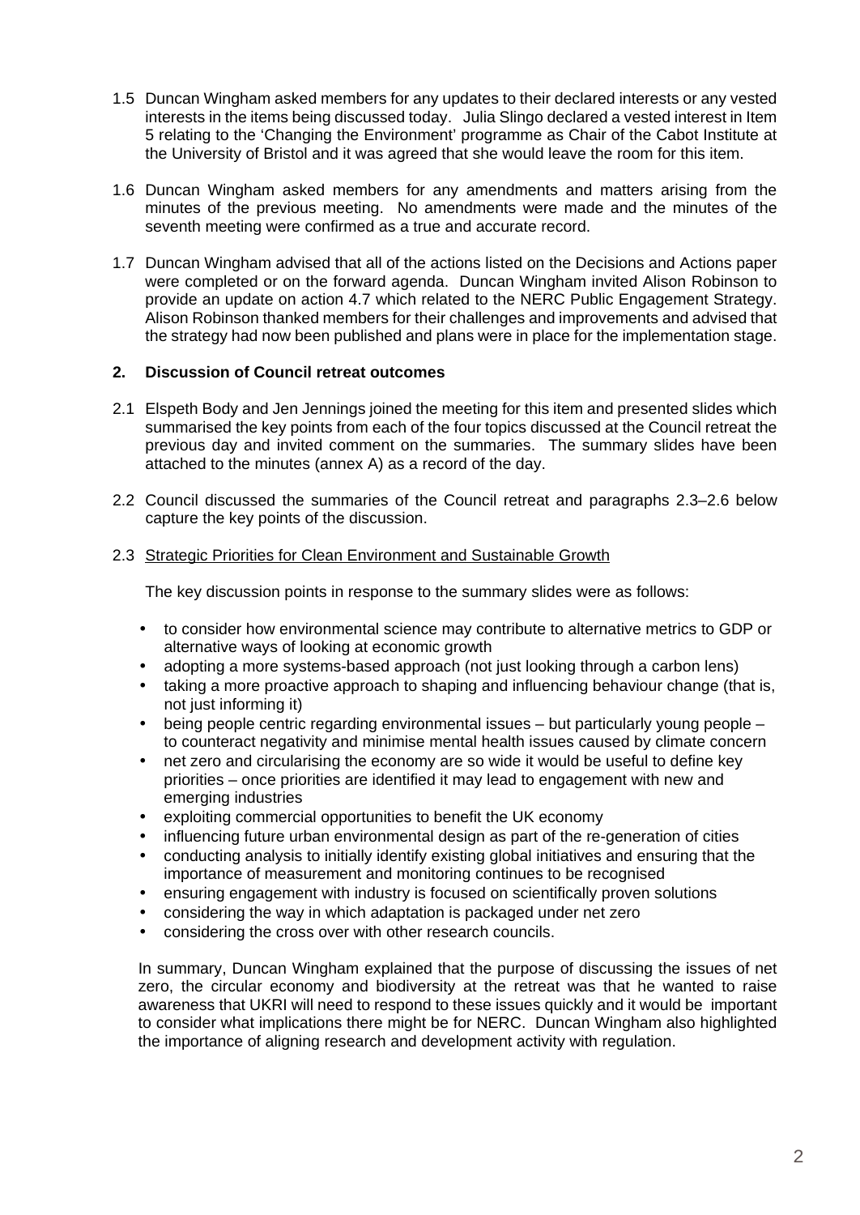1.5 Duncan Wingham asked members for any updates to their declared interests or any vested interests in the items being discussed today. Julia Slingo declared a vested interest in Item 5 relating to the 'Changing the Environment' programme as Chair of the Cabot Institute at the University of Bristol and it was agreed that she would leave the room for this item.

1.6 Duncan Wingham asked members for any amendments and matters arising from the minutes of the previous meeting. No amendments were made and the minutes of the seventh meeting were confirmed as a true and accurate record.

1.7 Duncan Wingham advised that all of the actions listed on the Decisions and Actions paper were completed or on the forward agenda. Duncan Wingham invited Alison Robinson to provide an update on action 4.7 which related to the NERC Public Engagement Strategy. Alison Robinson thanked members for their challenges and improvements and advised that the strategy had now been published and plans were in place for the implementation stage.

## 2. Discussion of Council retreat outcomes

2.1 Elspeth Body and Jen Jennings joined the meeting for this item and presented slides which summarised the key points from each of the four topics discussed at the Council retreat the previous day and invited comment on the summaries. The summary slides have been attached to the minutes (annex A) as a record of the day.

2.2 Council discussed the summaries of the Council retreat and paragraphs 2.3–2.6 below capture the key points of the discussion.

2.3 Strategic Priorities for Clean Environment and Sustainable Growth

The key discussion points in response to the summary slides were as follows:

- to consider how environmental science may contribute to alternative metrics to GDP or alternative ways of looking at economic growth
- adopting a more systems-based approach (not just looking through a carbon lens)
- taking a more proactive approach to shaping and influencing behaviour change (that is, not just informing it)
- being people centric regarding environmental issues – but particularly young people – to counteract negativity and minimise mental health issues caused by climate concern
- net zero and circularising the economy are so wide it would be useful to define key priorities – once priorities are identified it may lead to engagement with new and emerging industries
- exploiting commercial opportunities to benefit the UK economy
- influencing future urban environmental design as part of the re-generation of cities
- conducting analysis to initially identify existing global initiatives and ensuring that the importance of measurement and monitoring continues to be recognised
- ensuring engagement with industry is focused on scientifically proven solutions
- considering the way in which adaptation is packaged under net zero
- considering the cross over with other research councils.

In summary, Duncan Wingham explained that the purpose of discussing the issues of net zero, the circular economy and biodiversity at the retreat was that he wanted to raise awareness that UKRI will need to respond to these issues quickly and it would be important to consider what implications there might be for NERC. Duncan Wingham also highlighted the importance of aligning research and development activity with regulation.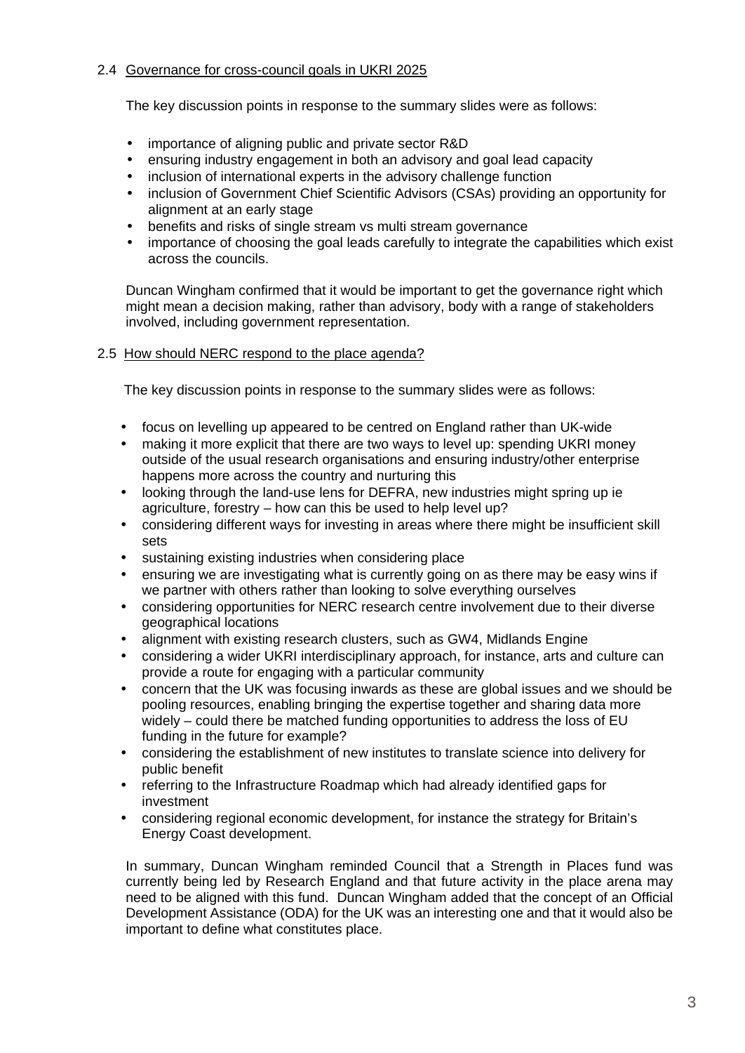2.4 Governance for cross-council goals in UKRI 2025

The key discussion points in response to the summary slides were as follows:

- importance of aligning public and private sector R&D
- ensuring industry engagement in both an advisory and goal lead capacity
- inclusion of international experts in the advisory challenge function
- inclusion of Government Chief Scientific Advisors (CSAs) providing an opportunity for alignment at an early stage
- benefits and risks of single stream vs multi stream governance
- importance of choosing the goal leads carefully to integrate the capabilities which exist across the councils.

Duncan Wingham confirmed that it would be important to get the governance right which might mean a decision making, rather than advisory, body with a range of stakeholders involved, including government representation.

2.5 How should NERC respond to the place agenda?

The key discussion points in response to the summary slides were as follows:

- focus on levelling up appeared to be centred on England rather than UK-wide
- making it more explicit that there are two ways to level up: spending UKRI money outside of the usual research organisations and ensuring industry/other enterprise happens more across the country and nurturing this
- looking through the land-use lens for DEFRA, new industries might spring up ie agriculture, forestry – how can this be used to help level up?
- considering different ways for investing in areas where there might be insufficient skill sets
- sustaining existing industries when considering place
- ensuring we are investigating what is currently going on as there may be easy wins if we partner with others rather than looking to solve everything ourselves
- considering opportunities for NERC research centre involvement due to their diverse geographical locations
- alignment with existing research clusters, such as GW4, Midlands Engine
- considering a wider UKRI interdisciplinary approach, for instance, arts and culture can provide a route for engaging with a particular community
- concern that the UK was focusing inwards as these are global issues and we should be pooling resources, enabling bringing the expertise together and sharing data more widely – could there be matched funding opportunities to address the loss of EU funding in the future for example?
- considering the establishment of new institutes to translate science into delivery for public benefit
- referring to the Infrastructure Roadmap which had already identified gaps for investment
- considering regional economic development, for instance the strategy for Britain's Energy Coast development.

In summary, Duncan Wingham reminded Council that a Strength in Places fund was currently being led by Research England and that future activity in the place arena may need to be aligned with this fund. Duncan Wingham added that the concept of an Official Development Assistance (ODA) for the UK was an interesting one and that it would also be important to define what constitutes place.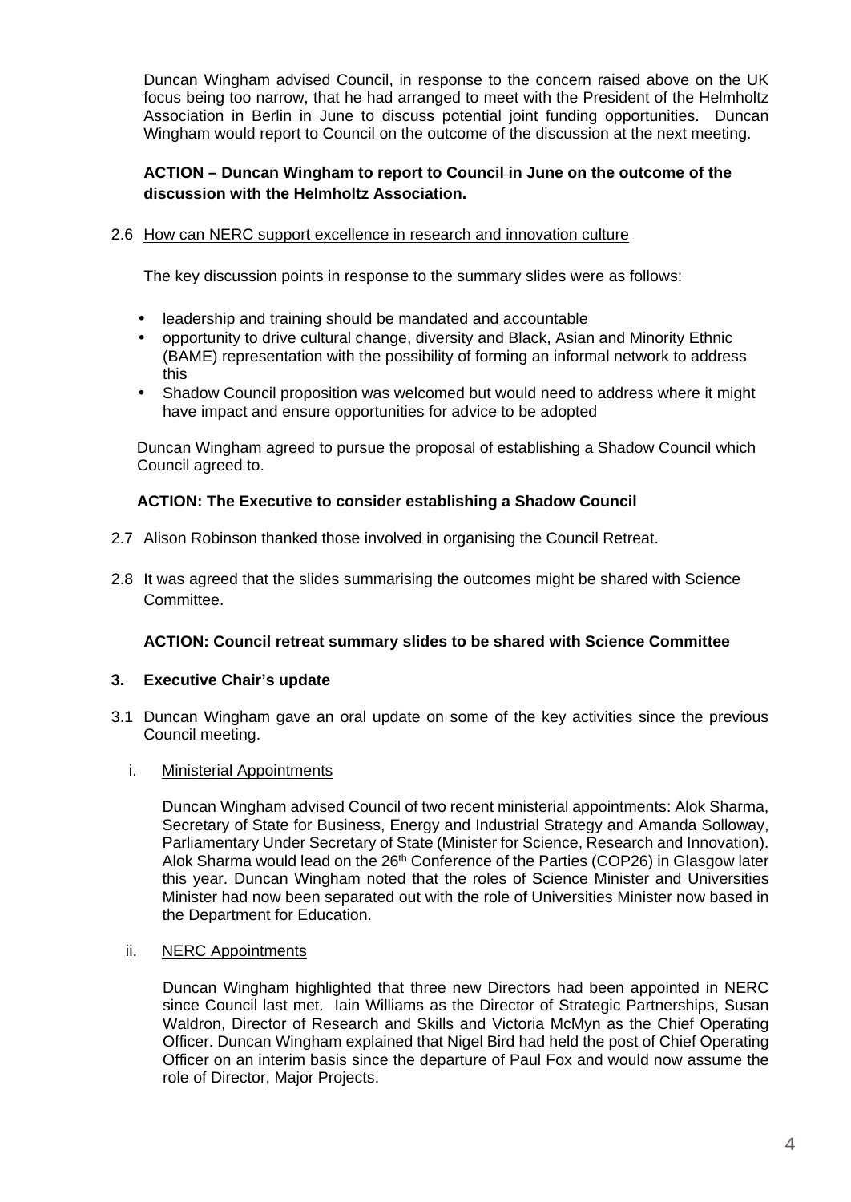Duncan Wingham advised Council, in response to the concern raised above on the UK focus being too narrow, that he had arranged to meet with the President of the Helmholtz Association in Berlin in June to discuss potential joint funding opportunities. Duncan Wingham would report to Council on the outcome of the discussion at the next meeting.

**ACTION – Duncan Wingham to report to Council in June on the outcome of the discussion with the Helmholtz Association.**

2.6 How can NERC support excellence in research and innovation culture

The key discussion points in response to the summary slides were as follows:

- leadership and training should be mandated and accountable
- opportunity to drive cultural change, diversity and Black, Asian and Minority Ethnic (BAME) representation with the possibility of forming an informal network to address this
- Shadow Council proposition was welcomed but would need to address where it might have impact and ensure opportunities for advice to be adopted

Duncan Wingham agreed to pursue the proposal of establishing a Shadow Council which Council agreed to.

**ACTION: The Executive to consider establishing a Shadow Council**

2.7 Alison Robinson thanked those involved in organising the Council Retreat.

2.8 It was agreed that the slides summarising the outcomes might be shared with Science Committee.

**ACTION: Council retreat summary slides to be shared with Science Committee**

## 3. Executive Chair's update

3.1 Duncan Wingham gave an oral update on some of the key activities since the previous Council meeting.

i. Ministerial Appointments

Duncan Wingham advised Council of two recent ministerial appointments: Alok Sharma, Secretary of State for Business, Energy and Industrial Strategy and Amanda Solloway, Parliamentary Under Secretary of State (Minister for Science, Research and Innovation). Alok Sharma would lead on the 26th Conference of the Parties (COP26) in Glasgow later this year. Duncan Wingham noted that the roles of Science Minister and Universities Minister had now been separated out with the role of Universities Minister now based in the Department for Education.

ii. NERC Appointments

Duncan Wingham highlighted that three new Directors had been appointed in NERC since Council last met. Iain Williams as the Director of Strategic Partnerships, Susan Waldron, Director of Research and Skills and Victoria McMyn as the Chief Operating Officer. Duncan Wingham explained that Nigel Bird had held the post of Chief Operating Officer on an interim basis since the departure of Paul Fox and would now assume the role of Director, Major Projects.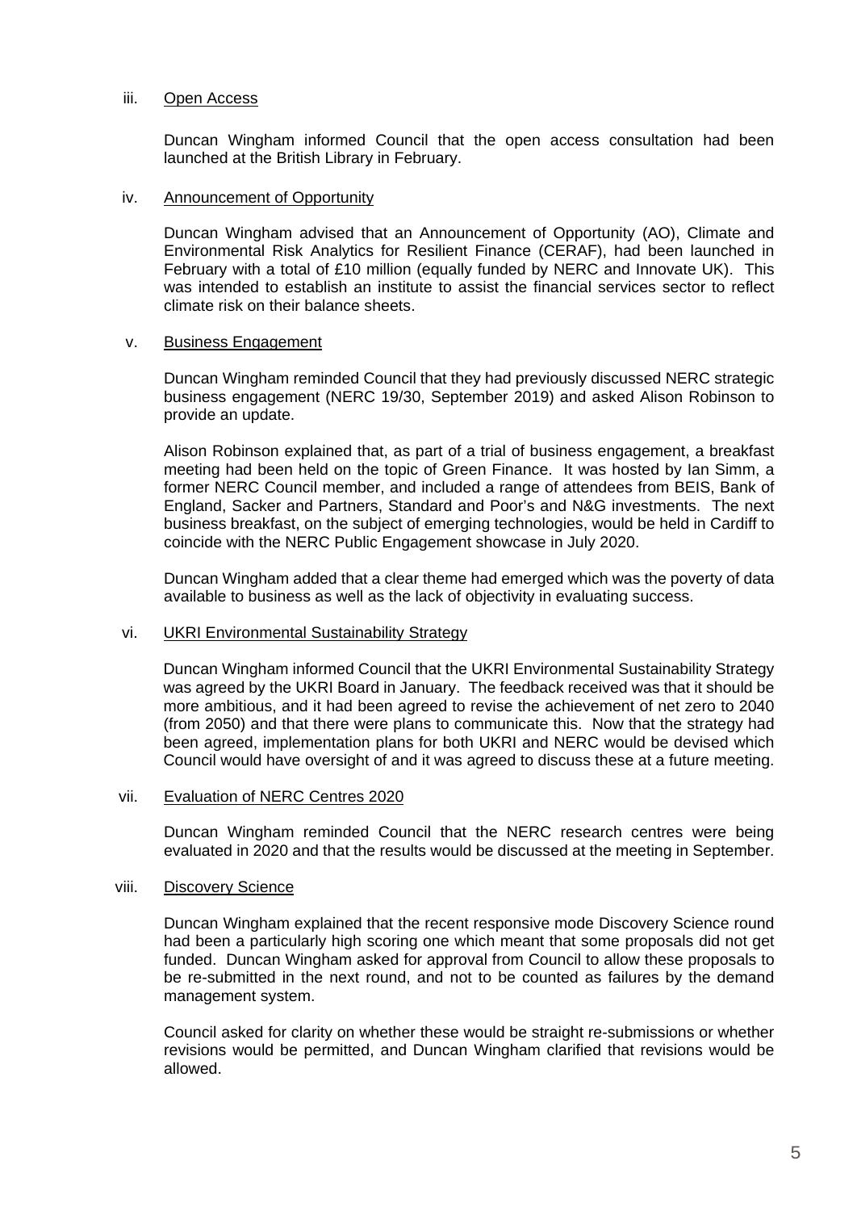iii. Open Access

Duncan Wingham informed Council that the open access consultation had been launched at the British Library in February.

iv. Announcement of Opportunity

Duncan Wingham advised that an Announcement of Opportunity (AO), Climate and Environmental Risk Analytics for Resilient Finance (CERAF), had been launched in February with a total of £10 million (equally funded by NERC and Innovate UK). This was intended to establish an institute to assist the financial services sector to reflect climate risk on their balance sheets.

v. Business Engagement

Duncan Wingham reminded Council that they had previously discussed NERC strategic business engagement (NERC 19/30, September 2019) and asked Alison Robinson to provide an update.

Alison Robinson explained that, as part of a trial of business engagement, a breakfast meeting had been held on the topic of Green Finance. It was hosted by Ian Simm, a former NERC Council member, and included a range of attendees from BEIS, Bank of England, Sacker and Partners, Standard and Poor's and N&G investments. The next business breakfast, on the subject of emerging technologies, would be held in Cardiff to coincide with the NERC Public Engagement showcase in July 2020.

Duncan Wingham added that a clear theme had emerged which was the poverty of data available to business as well as the lack of objectivity in evaluating success.

vi. UKRI Environmental Sustainability Strategy

Duncan Wingham informed Council that the UKRI Environmental Sustainability Strategy was agreed by the UKRI Board in January. The feedback received was that it should be more ambitious, and it had been agreed to revise the achievement of net zero to 2040 (from 2050) and that there were plans to communicate this. Now that the strategy had been agreed, implementation plans for both UKRI and NERC would be devised which Council would have oversight of and it was agreed to discuss these at a future meeting.

vii. Evaluation of NERC Centres 2020

Duncan Wingham reminded Council that the NERC research centres were being evaluated in 2020 and that the results would be discussed at the meeting in September.

viii. Discovery Science

Duncan Wingham explained that the recent responsive mode Discovery Science round had been a particularly high scoring one which meant that some proposals did not get funded. Duncan Wingham asked for approval from Council to allow these proposals to be re-submitted in the next round, and not to be counted as failures by the demand management system.

Council asked for clarity on whether these would be straight re-submissions or whether revisions would be permitted, and Duncan Wingham clarified that revisions would be allowed.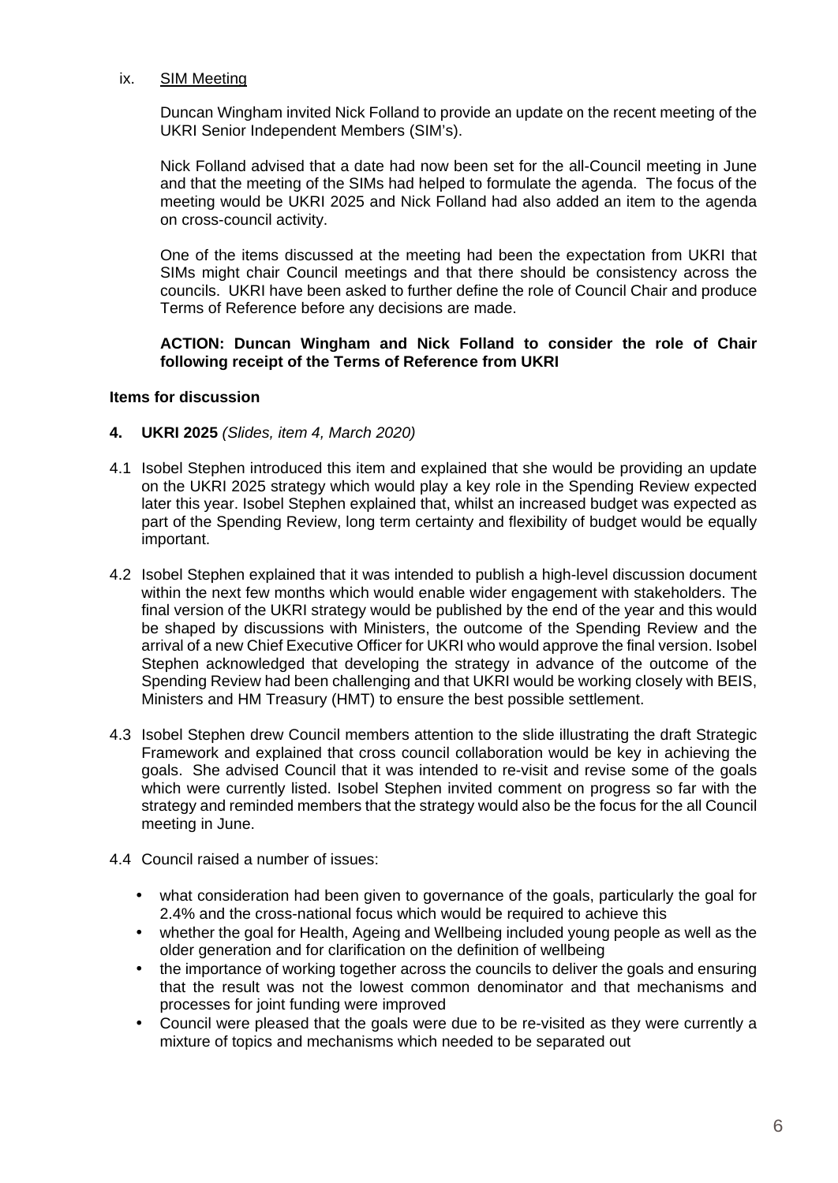ix. SIM Meeting

Duncan Wingham invited Nick Folland to provide an update on the recent meeting of the UKRI Senior Independent Members (SIM's).

Nick Folland advised that a date had now been set for the all-Council meeting in June and that the meeting of the SIMs had helped to formulate the agenda. The focus of the meeting would be UKRI 2025 and Nick Folland had also added an item to the agenda on cross-council activity.

One of the items discussed at the meeting had been the expectation from UKRI that SIMs might chair Council meetings and that there should be consistency across the councils. UKRI have been asked to further define the role of Council Chair and produce Terms of Reference before any decisions are made.

**ACTION: Duncan Wingham and Nick Folland to consider the role of Chair following receipt of the Terms of Reference from UKRI**

**Items for discussion**

**4. UKRI 2025** *(Slides, item 4, March 2020)*

4.1 Isobel Stephen introduced this item and explained that she would be providing an update on the UKRI 2025 strategy which would play a key role in the Spending Review expected later this year. Isobel Stephen explained that, whilst an increased budget was expected as part of the Spending Review, long term certainty and flexibility of budget would be equally important.

4.2 Isobel Stephen explained that it was intended to publish a high-level discussion document within the next few months which would enable wider engagement with stakeholders. The final version of the UKRI strategy would be published by the end of the year and this would be shaped by discussions with Ministers, the outcome of the Spending Review and the arrival of a new Chief Executive Officer for UKRI who would approve the final version. Isobel Stephen acknowledged that developing the strategy in advance of the outcome of the Spending Review had been challenging and that UKRI would be working closely with BEIS, Ministers and HM Treasury (HMT) to ensure the best possible settlement.

4.3 Isobel Stephen drew Council members attention to the slide illustrating the draft Strategic Framework and explained that cross council collaboration would be key in achieving the goals. She advised Council that it was intended to re-visit and revise some of the goals which were currently listed. Isobel Stephen invited comment on progress so far with the strategy and reminded members that the strategy would also be the focus for the all Council meeting in June.

4.4 Council raised a number of issues:

- what consideration had been given to governance of the goals, particularly the goal for 2.4% and the cross-national focus which would be required to achieve this
- whether the goal for Health, Ageing and Wellbeing included young people as well as the older generation and for clarification on the definition of wellbeing
- the importance of working together across the councils to deliver the goals and ensuring that the result was not the lowest common denominator and that mechanisms and processes for joint funding were improved
- Council were pleased that the goals were due to be re-visited as they were currently a mixture of topics and mechanisms which needed to be separated out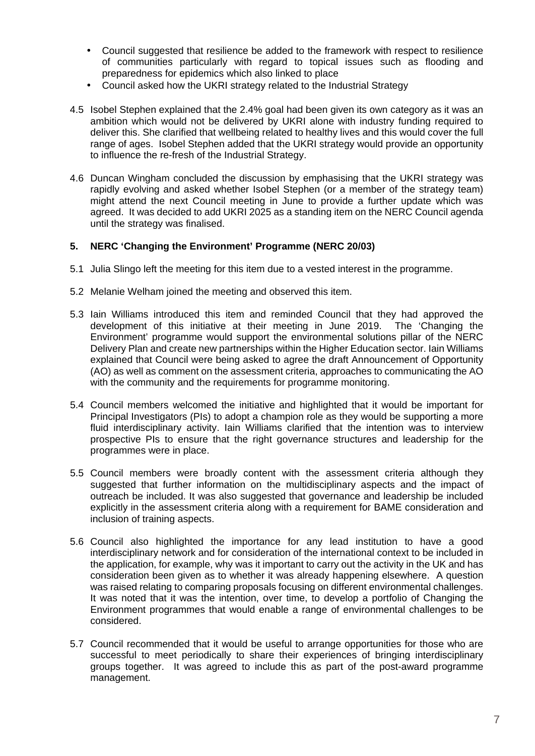- Council suggested that resilience be added to the framework with respect to resilience of communities particularly with regard to topical issues such as flooding and preparedness for epidemics which also linked to place
- Council asked how the UKRI strategy related to the Industrial Strategy

4.5 Isobel Stephen explained that the 2.4% goal had been given its own category as it was an ambition which would not be delivered by UKRI alone with industry funding required to deliver this. She clarified that wellbeing related to healthy lives and this would cover the full range of ages. Isobel Stephen added that the UKRI strategy would provide an opportunity to influence the re-fresh of the Industrial Strategy.

4.6 Duncan Wingham concluded the discussion by emphasising that the UKRI strategy was rapidly evolving and asked whether Isobel Stephen (or a member of the strategy team) might attend the next Council meeting in June to provide a further update which was agreed. It was decided to add UKRI 2025 as a standing item on the NERC Council agenda until the strategy was finalised.

**5. NERC 'Changing the Environment' Programme (NERC 20/03)**

5.1 Julia Slingo left the meeting for this item due to a vested interest in the programme.

5.2 Melanie Welham joined the meeting and observed this item.

5.3 Iain Williams introduced this item and reminded Council that they had approved the development of this initiative at their meeting in June 2019. The 'Changing the Environment' programme would support the environmental solutions pillar of the NERC Delivery Plan and create new partnerships within the Higher Education sector. Iain Williams explained that Council were being asked to agree the draft Announcement of Opportunity (AO) as well as comment on the assessment criteria, approaches to communicating the AO with the community and the requirements for programme monitoring.

5.4 Council members welcomed the initiative and highlighted that it would be important for Principal Investigators (PIs) to adopt a champion role as they would be supporting a more fluid interdisciplinary activity. Iain Williams clarified that the intention was to interview prospective PIs to ensure that the right governance structures and leadership for the programmes were in place.

5.5 Council members were broadly content with the assessment criteria although they suggested that further information on the multidisciplinary aspects and the impact of outreach be included. It was also suggested that governance and leadership be included explicitly in the assessment criteria along with a requirement for BAME consideration and inclusion of training aspects.

5.6 Council also highlighted the importance for any lead institution to have a good interdisciplinary network and for consideration of the international context to be included in the application, for example, why was it important to carry out the activity in the UK and has consideration been given as to whether it was already happening elsewhere. A question was raised relating to comparing proposals focusing on different environmental challenges. It was noted that it was the intention, over time, to develop a portfolio of Changing the Environment programmes that would enable a range of environmental challenges to be considered.

5.7 Council recommended that it would be useful to arrange opportunities for those who are successful to meet periodically to share their experiences of bringing interdisciplinary groups together. It was agreed to include this as part of the post-award programme management.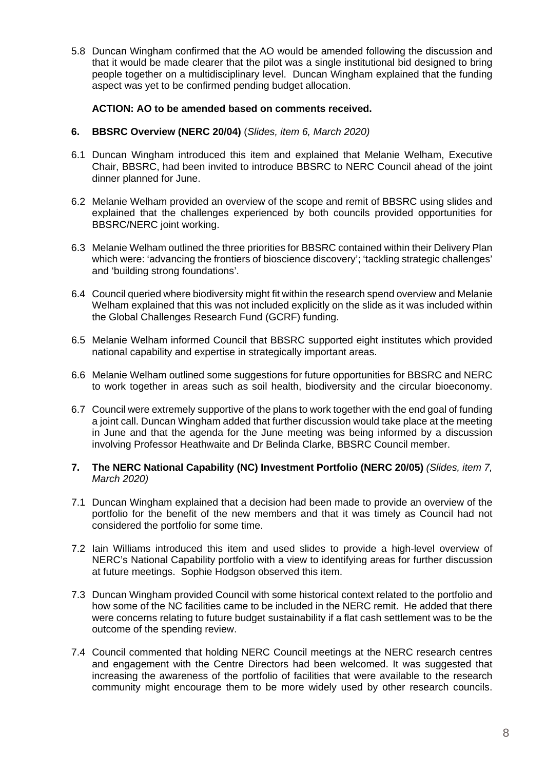5.8 Duncan Wingham confirmed that the AO would be amended following the discussion and that it would be made clearer that the pilot was a single institutional bid designed to bring people together on a multidisciplinary level. Duncan Wingham explained that the funding aspect was yet to be confirmed pending budget allocation.

**ACTION: AO to be amended based on comments received.**

**6. BBSRC Overview (NERC 20/04)** (*Slides, item 6, March 2020)*

6.1 Duncan Wingham introduced this item and explained that Melanie Welham, Executive Chair, BBSRC, had been invited to introduce BBSRC to NERC Council ahead of the joint dinner planned for June.

6.2 Melanie Welham provided an overview of the scope and remit of BBSRC using slides and explained that the challenges experienced by both councils provided opportunities for BBSRC/NERC joint working.

6.3 Melanie Welham outlined the three priorities for BBSRC contained within their Delivery Plan which were: 'advancing the frontiers of bioscience discovery'; 'tackling strategic challenges' and 'building strong foundations'.

6.4 Council queried where biodiversity might fit within the research spend overview and Melanie Welham explained that this was not included explicitly on the slide as it was included within the Global Challenges Research Fund (GCRF) funding.

6.5 Melanie Welham informed Council that BBSRC supported eight institutes which provided national capability and expertise in strategically important areas.

6.6 Melanie Welham outlined some suggestions for future opportunities for BBSRC and NERC to work together in areas such as soil health, biodiversity and the circular bioeconomy.

6.7 Council were extremely supportive of the plans to work together with the end goal of funding a joint call. Duncan Wingham added that further discussion would take place at the meeting in June and that the agenda for the June meeting was being informed by a discussion involving Professor Heathwaite and Dr Belinda Clarke, BBSRC Council member.

**7. The NERC National Capability (NC) Investment Portfolio (NERC 20/05)** *(Slides, item 7, March 2020)*

7.1 Duncan Wingham explained that a decision had been made to provide an overview of the portfolio for the benefit of the new members and that it was timely as Council had not considered the portfolio for some time.

7.2 Iain Williams introduced this item and used slides to provide a high-level overview of NERC's National Capability portfolio with a view to identifying areas for further discussion at future meetings. Sophie Hodgson observed this item.

7.3 Duncan Wingham provided Council with some historical context related to the portfolio and how some of the NC facilities came to be included in the NERC remit. He added that there were concerns relating to future budget sustainability if a flat cash settlement was to be the outcome of the spending review.

7.4 Council commented that holding NERC Council meetings at the NERC research centres and engagement with the Centre Directors had been welcomed. It was suggested that increasing the awareness of the portfolio of facilities that were available to the research community might encourage them to be more widely used by other research councils.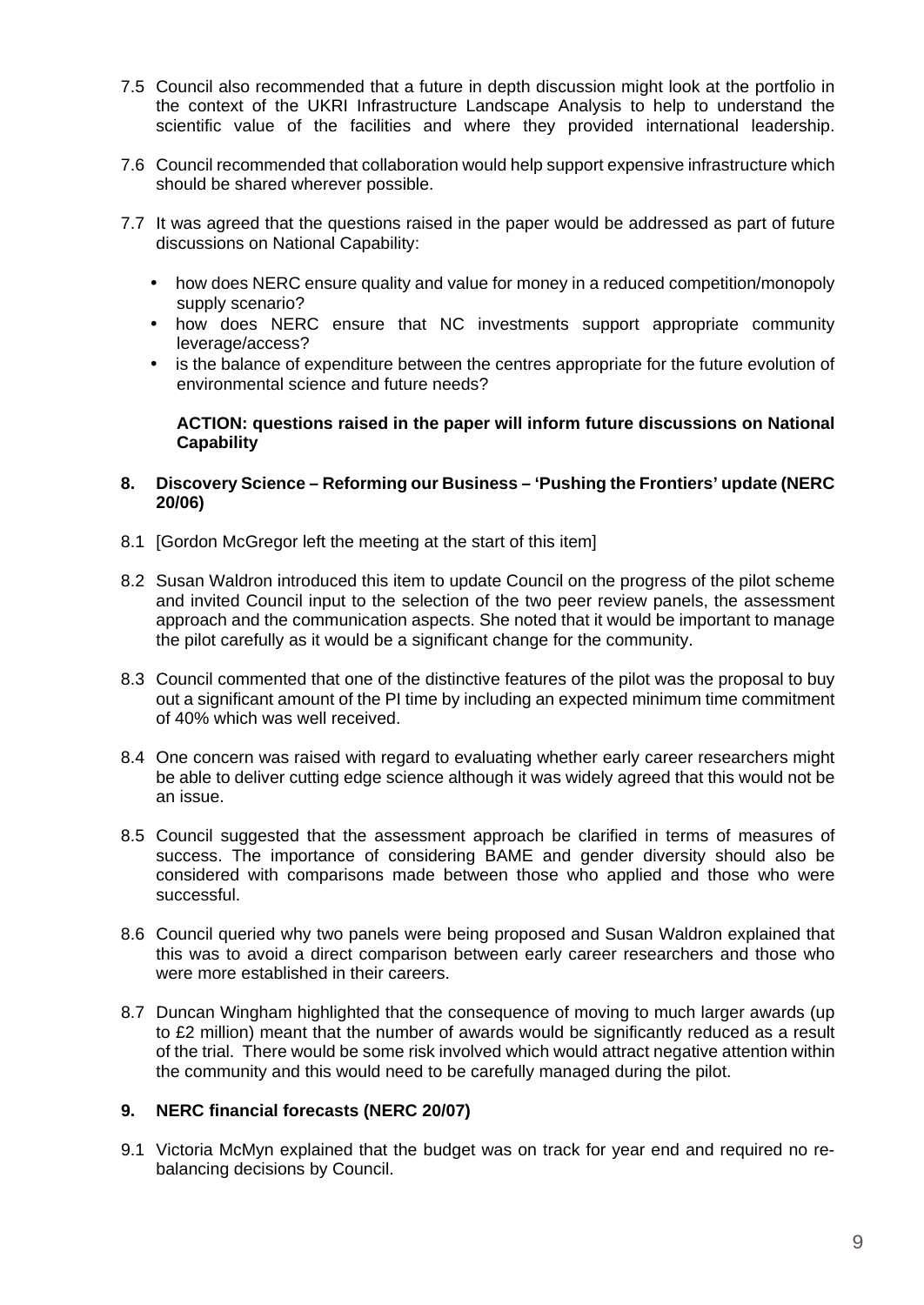7.5 Council also recommended that a future in depth discussion might look at the portfolio in the context of the UKRI Infrastructure Landscape Analysis to help to understand the scientific value of the facilities and where they provided international leadership.

7.6 Council recommended that collaboration would help support expensive infrastructure which should be shared wherever possible.

7.7 It was agreed that the questions raised in the paper would be addressed as part of future discussions on National Capability:

- how does NERC ensure quality and value for money in a reduced competition/monopoly supply scenario?
- how does NERC ensure that NC investments support appropriate community leverage/access?
- is the balance of expenditure between the centres appropriate for the future evolution of environmental science and future needs?

**ACTION: questions raised in the paper will inform future discussions on National Capability**

**8. Discovery Science – Reforming our Business – 'Pushing the Frontiers' update (NERC 20/06)**

8.1 [Gordon McGregor left the meeting at the start of this item]

8.2 Susan Waldron introduced this item to update Council on the progress of the pilot scheme and invited Council input to the selection of the two peer review panels, the assessment approach and the communication aspects. She noted that it would be important to manage the pilot carefully as it would be a significant change for the community.

8.3 Council commented that one of the distinctive features of the pilot was the proposal to buy out a significant amount of the PI time by including an expected minimum time commitment of 40% which was well received.

8.4 One concern was raised with regard to evaluating whether early career researchers might be able to deliver cutting edge science although it was widely agreed that this would not be an issue.

8.5 Council suggested that the assessment approach be clarified in terms of measures of success. The importance of considering BAME and gender diversity should also be considered with comparisons made between those who applied and those who were successful.

8.6 Council queried why two panels were being proposed and Susan Waldron explained that this was to avoid a direct comparison between early career researchers and those who were more established in their careers.

8.7 Duncan Wingham highlighted that the consequence of moving to much larger awards (up to £2 million) meant that the number of awards would be significantly reduced as a result of the trial. There would be some risk involved which would attract negative attention within the community and this would need to be carefully managed during the pilot.

**9. NERC financial forecasts (NERC 20/07)**

9.1 Victoria McMyn explained that the budget was on track for year end and required no re-balancing decisions by Council.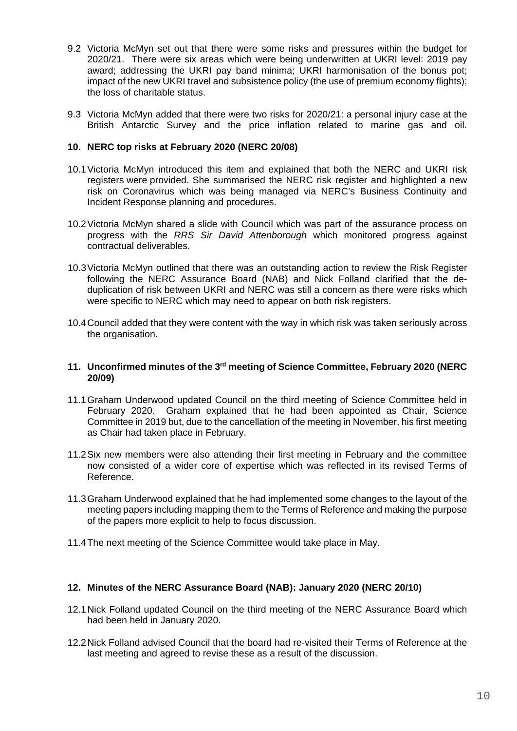9.2 Victoria McMyn set out that there were some risks and pressures within the budget for 2020/21. There were six areas which were being underwritten at UKRI level: 2019 pay award; addressing the UKRI pay band minima; UKRI harmonisation of the bonus pot; impact of the new UKRI travel and subsistence policy (the use of premium economy flights); the loss of charitable status.

9.3 Victoria McMyn added that there were two risks for 2020/21: a personal injury case at the British Antarctic Survey and the price inflation related to marine gas and oil.

## 10. NERC top risks at February 2020 (NERC 20/08)

10.1 Victoria McMyn introduced this item and explained that both the NERC and UKRI risk registers were provided. She summarised the NERC risk register and highlighted a new risk on Coronavirus which was being managed via NERC's Business Continuity and Incident Response planning and procedures.

10.2 Victoria McMyn shared a slide with Council which was part of the assurance process on progress with the *RRS Sir David Attenborough* which monitored progress against contractual deliverables.

10.3 Victoria McMyn outlined that there was an outstanding action to review the Risk Register following the NERC Assurance Board (NAB) and Nick Folland clarified that the de-duplication of risk between UKRI and NERC was still a concern as there were risks which were specific to NERC which may need to appear on both risk registers.

10.4 Council added that they were content with the way in which risk was taken seriously across the organisation.

## 11. Unconfirmed minutes of the 3rd meeting of Science Committee, February 2020 (NERC 20/09)

11.1 Graham Underwood updated Council on the third meeting of Science Committee held in February 2020. Graham explained that he had been appointed as Chair, Science Committee in 2019 but, due to the cancellation of the meeting in November, his first meeting as Chair had taken place in February.

11.2 Six new members were also attending their first meeting in February and the committee now consisted of a wider core of expertise which was reflected in its revised Terms of Reference.

11.3 Graham Underwood explained that he had implemented some changes to the layout of the meeting papers including mapping them to the Terms of Reference and making the purpose of the papers more explicit to help to focus discussion.

11.4 The next meeting of the Science Committee would take place in May.

## 12. Minutes of the NERC Assurance Board (NAB): January 2020 (NERC 20/10)

12.1 Nick Folland updated Council on the third meeting of the NERC Assurance Board which had been held in January 2020.

12.2 Nick Folland advised Council that the board had re-visited their Terms of Reference at the last meeting and agreed to revise these as a result of the discussion.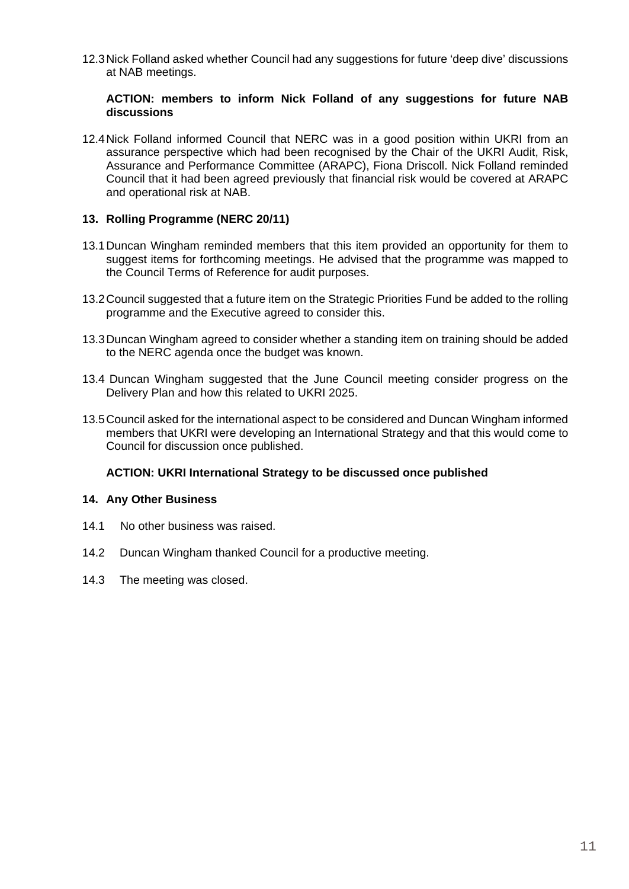12.3 Nick Folland asked whether Council had any suggestions for future 'deep dive' discussions at NAB meetings.

**ACTION: members to inform Nick Folland of any suggestions for future NAB discussions**

12.4 Nick Folland informed Council that NERC was in a good position within UKRI from an assurance perspective which had been recognised by the Chair of the UKRI Audit, Risk, Assurance and Performance Committee (ARAPC), Fiona Driscoll. Nick Folland reminded Council that it had been agreed previously that financial risk would be covered at ARAPC and operational risk at NAB.

## 13. Rolling Programme (NERC 20/11)

13.1 Duncan Wingham reminded members that this item provided an opportunity for them to suggest items for forthcoming meetings. He advised that the programme was mapped to the Council Terms of Reference for audit purposes.

13.2 Council suggested that a future item on the Strategic Priorities Fund be added to the rolling programme and the Executive agreed to consider this.

13.3 Duncan Wingham agreed to consider whether a standing item on training should be added to the NERC agenda once the budget was known.

13.4 Duncan Wingham suggested that the June Council meeting consider progress on the Delivery Plan and how this related to UKRI 2025.

13.5 Council asked for the international aspect to be considered and Duncan Wingham informed members that UKRI were developing an International Strategy and that this would come to Council for discussion once published.

**ACTION: UKRI International Strategy to be discussed once published**

## 14. Any Other Business

14.1 No other business was raised.

14.2 Duncan Wingham thanked Council for a productive meeting.

14.3 The meeting was closed.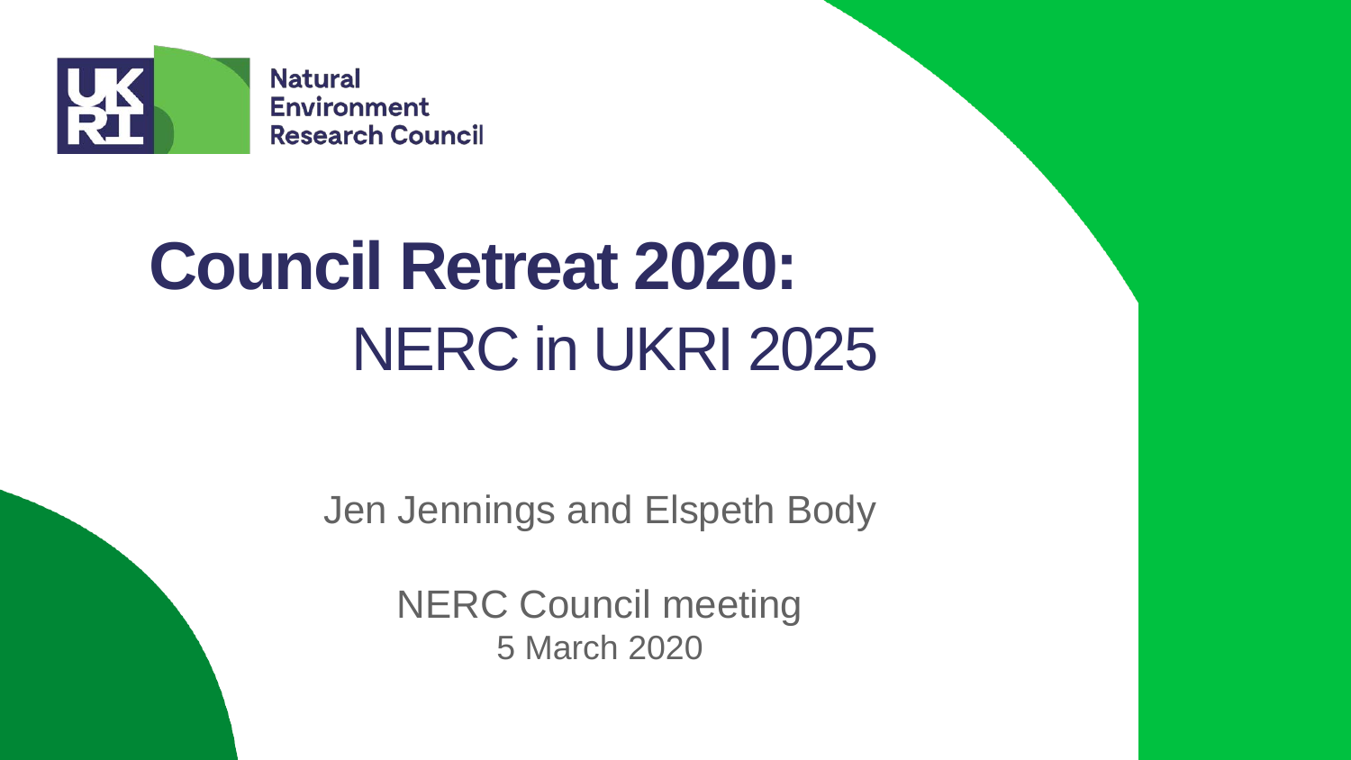Natural Environment Research Council

# Council Retreat 2020: NERC in UKRI 2025

Jen Jennings and Elspeth Body

NERC Council meeting
5 March 2020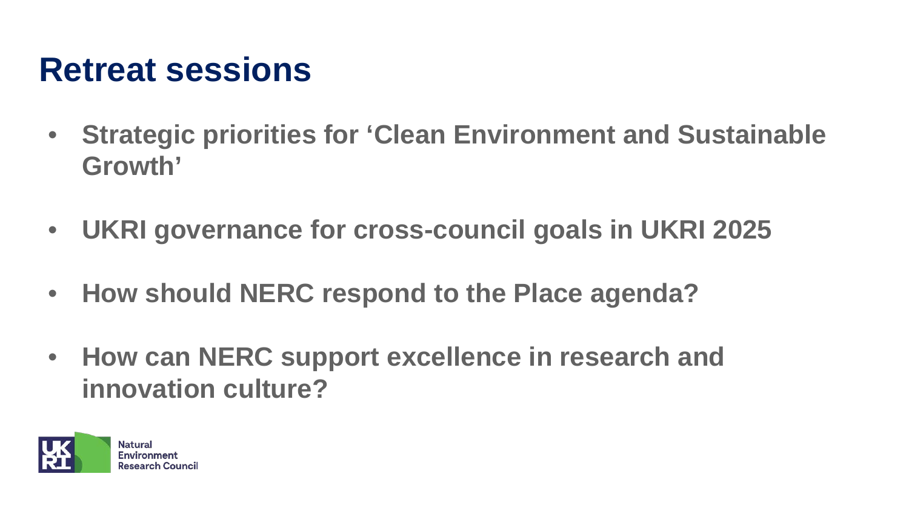# Retreat sessions

- **Strategic priorities for 'Clean Environment and Sustainable Growth'**
- **UKRI governance for cross-council goals in UKRI 2025**
- **How should NERC respond to the Place agenda?**
- **How can NERC support excellence in research and innovation culture?**

Natural Environment Research Council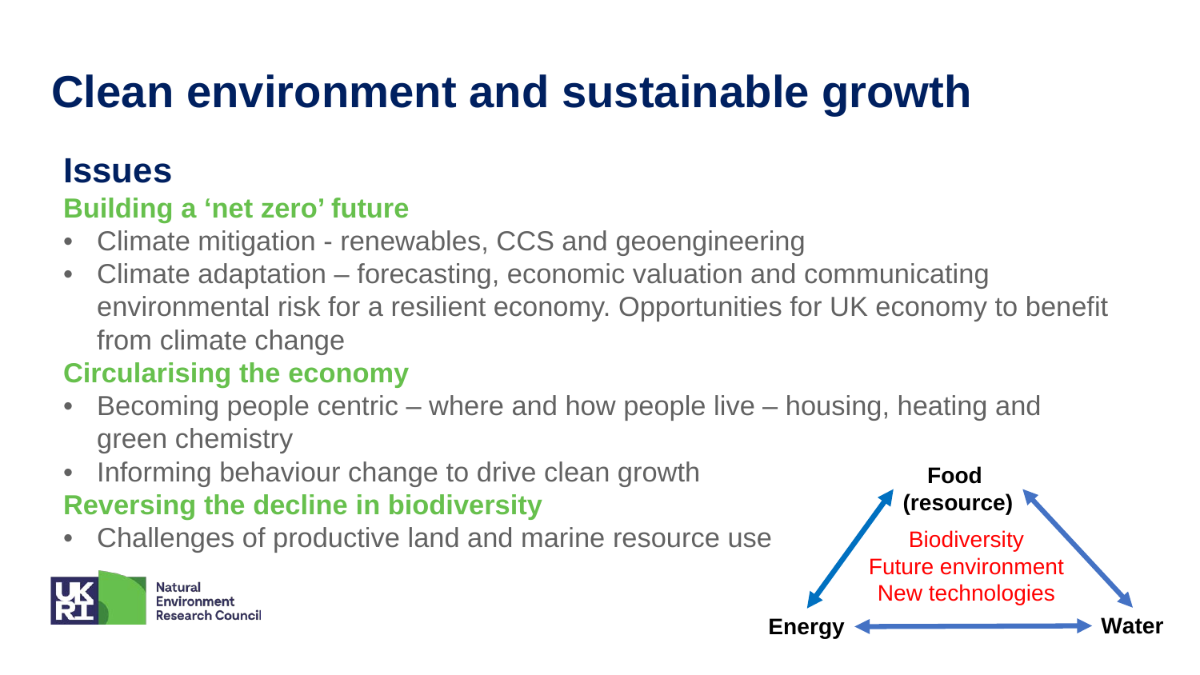# Clean environment and sustainable growth

## Issues

### Building a 'net zero' future

- Climate mitigation - renewables, CCS and geoengineering
- Climate adaptation – forecasting, economic valuation and communicating environmental risk for a resilient economy. Opportunities for UK economy to benefit from climate change

### Circularising the economy

- Becoming people centric – where and how people live – housing, heating and green chemistry
- Informing behaviour change to drive clean growth

### Reversing the decline in biodiversity

- Challenges of productive land and marine resource use

**Food (resource)**

**Energy**

**Water**

Biodiversity
Future environment
New technologies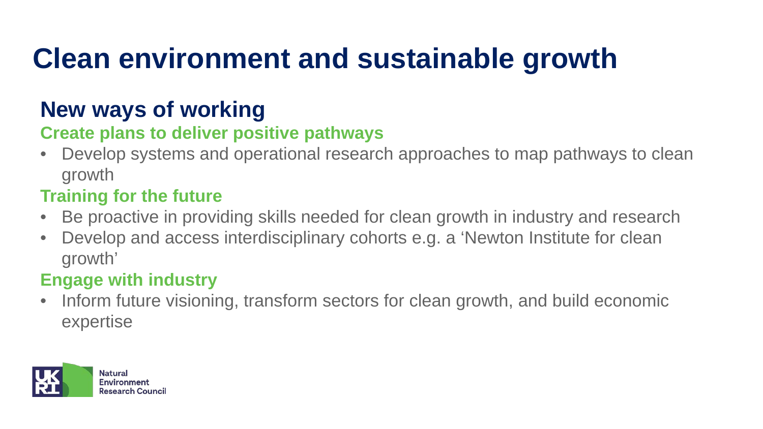# Clean environment and sustainable growth

## New ways of working

### Create plans to deliver positive pathways

- Develop systems and operational research approaches to map pathways to clean growth

### Training for the future

- Be proactive in providing skills needed for clean growth in industry and research
- Develop and access interdisciplinary cohorts e.g. a 'Newton Institute for clean growth'

### Engage with industry

- Inform future visioning, transform sectors for clean growth, and build economic expertise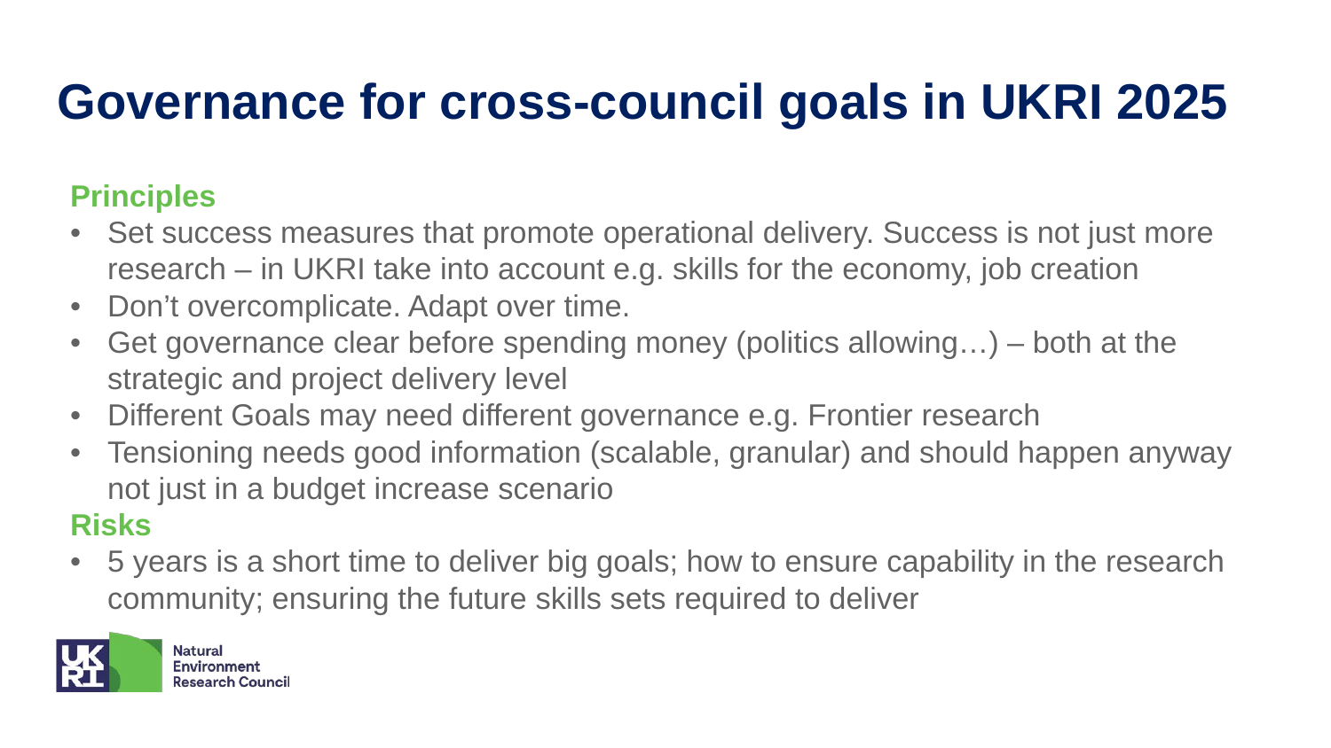# Governance for cross-council goals in UKRI 2025

## Principles

- Set success measures that promote operational delivery. Success is not just more research – in UKRI take into account e.g. skills for the economy, job creation
- Don't overcomplicate. Adapt over time.
- Get governance clear before spending money (politics allowing…) – both at the strategic and project delivery level
- Different Goals may need different governance e.g. Frontier research
- Tensioning needs good information (scalable, granular) and should happen anyway not just in a budget increase scenario

## Risks

- 5 years is a short time to deliver big goals; how to ensure capability in the research community; ensuring the future skills sets required to deliver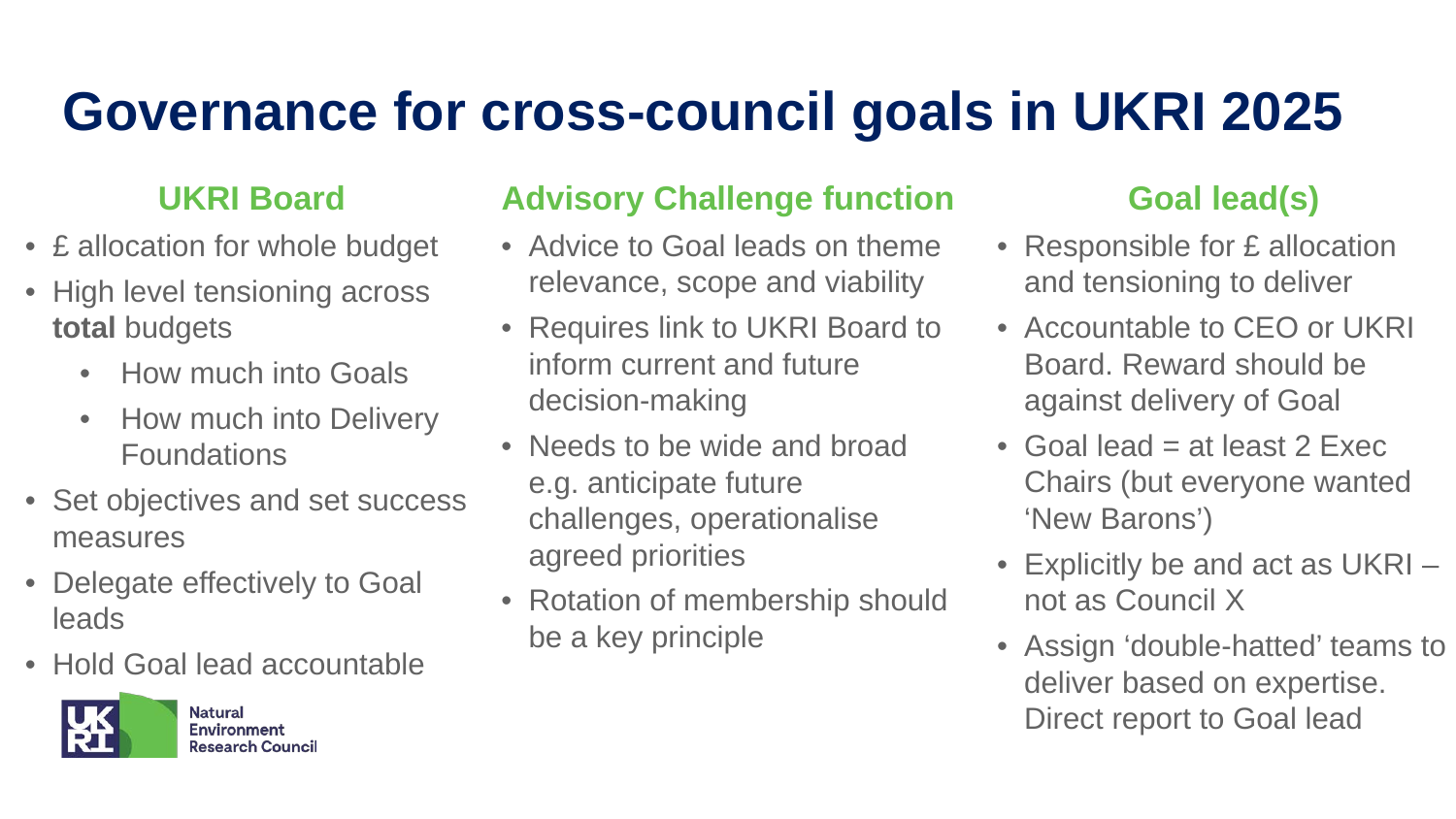# Governance for cross-council goals in UKRI 2025

## UKRI Board

- £ allocation for whole budget
- High level tensioning across **total** budgets
  - How much into Goals
  - How much into Delivery Foundations
- Set objectives and set success measures
- Delegate effectively to Goal leads
- Hold Goal lead accountable

## Advisory Challenge function

- Advice to Goal leads on theme relevance, scope and viability
- Requires link to UKRI Board to inform current and future decision-making
- Needs to be wide and broad e.g. anticipate future challenges, operationalise agreed priorities
- Rotation of membership should be a key principle

## Goal lead(s)

- Responsible for £ allocation and tensioning to deliver
- Accountable to CEO or UKRI Board. Reward should be against delivery of Goal
- Goal lead = at least 2 Exec Chairs (but everyone wanted 'New Barons')
- Explicitly be and act as UKRI – not as Council X
- Assign 'double-hatted' teams to deliver based on expertise. Direct report to Goal lead

UKRI Natural Environment Research Council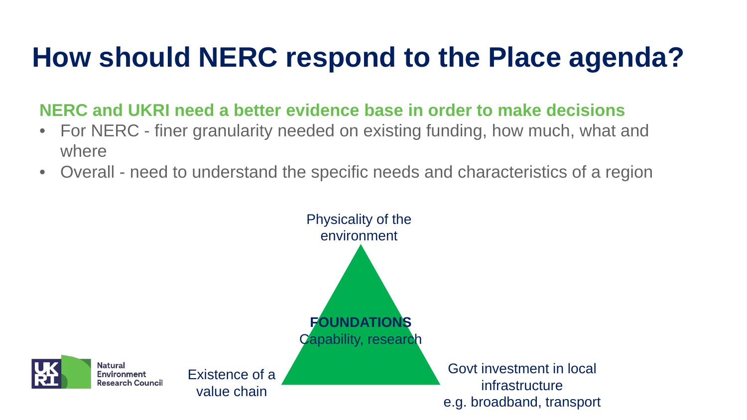# How should NERC respond to the Place agenda?

**NERC and UKRI need a better evidence base in order to make decisions**

- For NERC - finer granularity needed on existing funding, how much, what and where
- Overall - need to understand the specific needs and characteristics of a region

Physicality of the environment

**FOUNDATIONS**
Capability, research

Existence of a value chain

Govt investment in local infrastructure
e.g. broadband, transport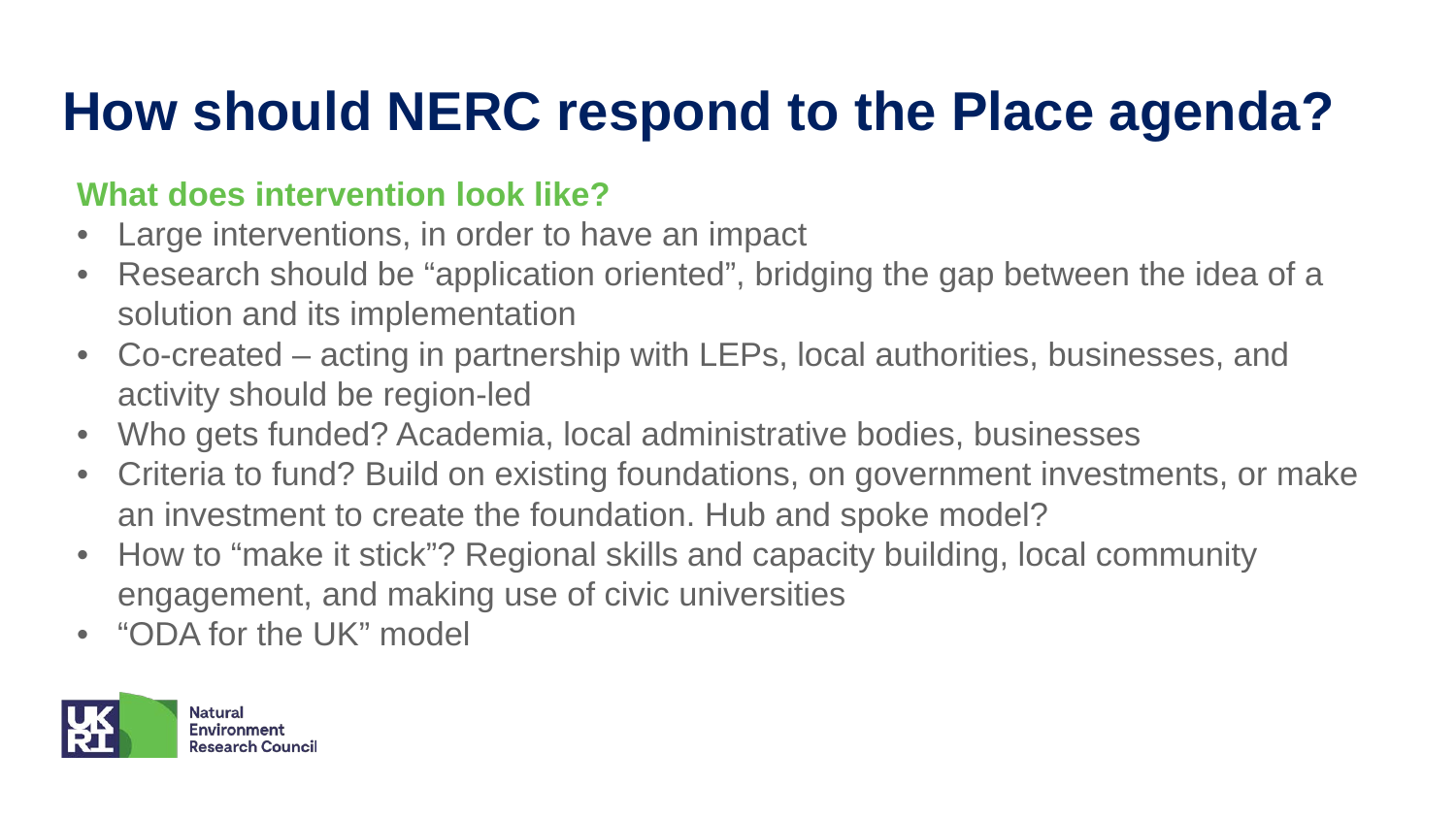# How should NERC respond to the Place agenda?

## What does intervention look like?

- Large interventions, in order to have an impact
- Research should be "application oriented", bridging the gap between the idea of a solution and its implementation
- Co-created – acting in partnership with LEPs, local authorities, businesses, and activity should be region-led
- Who gets funded? Academia, local administrative bodies, businesses
- Criteria to fund? Build on existing foundations, on government investments, or make an investment to create the foundation. Hub and spoke model?
- How to "make it stick"? Regional skills and capacity building, local community engagement, and making use of civic universities
- "ODA for the UK" model

UKRI Natural Environment Research Council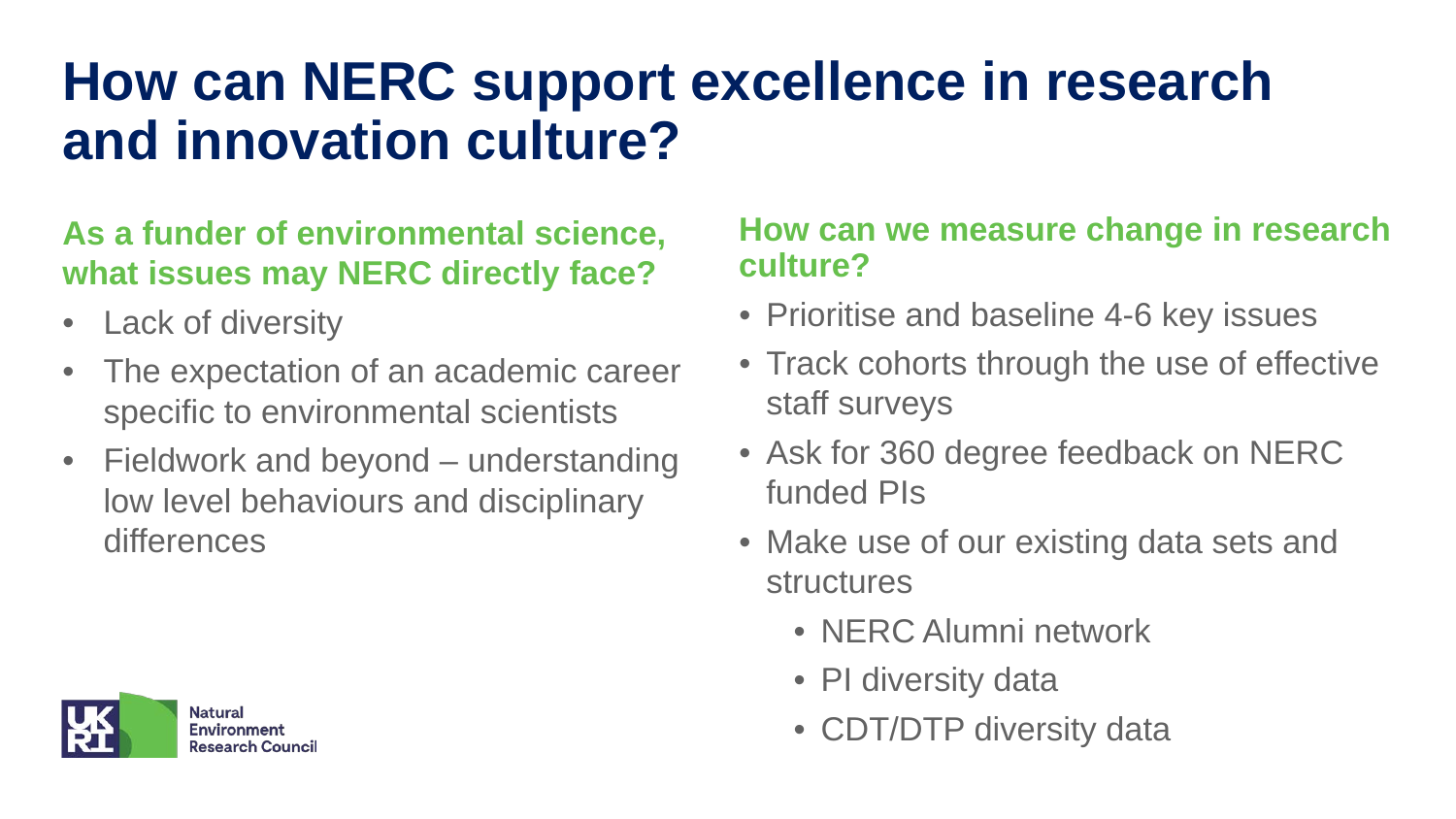# How can NERC support excellence in research and innovation culture?

## As a funder of environmental science, what issues may NERC directly face?

- Lack of diversity
- The expectation of an academic career specific to environmental scientists
- Fieldwork and beyond – understanding low level behaviours and disciplinary differences

## How can we measure change in research culture?

- Prioritise and baseline 4-6 key issues
- Track cohorts through the use of effective staff surveys
- Ask for 360 degree feedback on NERC funded PIs
- Make use of our existing data sets and structures
  - NERC Alumni network
  - PI diversity data
  - CDT/DTP diversity data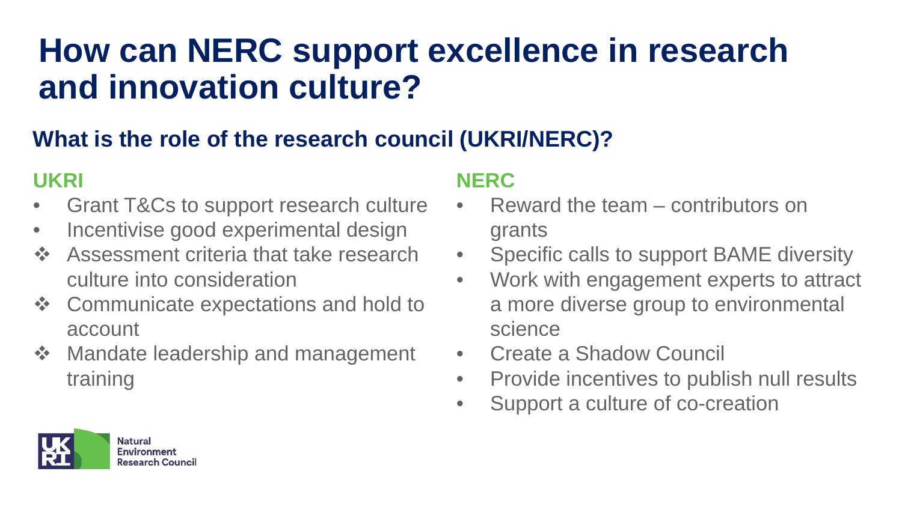# How can NERC support excellence in research and innovation culture?

## What is the role of the research council (UKRI/NERC)?

### UKRI

- Grant T&Cs to support research culture
- Incentivise good experimental design
- ❖ Assessment criteria that take research culture into consideration
- ❖ Communicate expectations and hold to account
- ❖ Mandate leadership and management training

### NERC

- Reward the team – contributors on grants
- Specific calls to support BAME diversity
- Work with engagement experts to attract a more diverse group to environmental science
- Create a Shadow Council
- Provide incentives to publish null results
- Support a culture of co-creation

UKRI Natural Environment Research Council